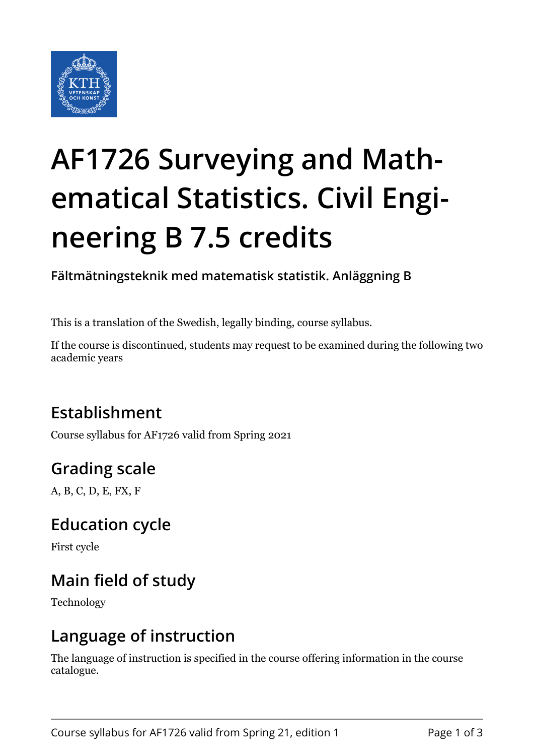# AF1726 Surveying and Mathematical Statistics. Civil Engineering B 7.5 credits

**Fältmätningsteknik med matematisk statistik. Anläggning B**

This is a translation of the Swedish, legally binding, course syllabus.

If the course is discontinued, students may request to be examined during the following two academic years

## Establishment

Course syllabus for AF1726 valid from Spring 2021

## Grading scale

A, B, C, D, E, FX, F

## Education cycle

First cycle

## Main field of study

Technology

## Language of instruction

The language of instruction is specified in the course offering information in the course catalogue.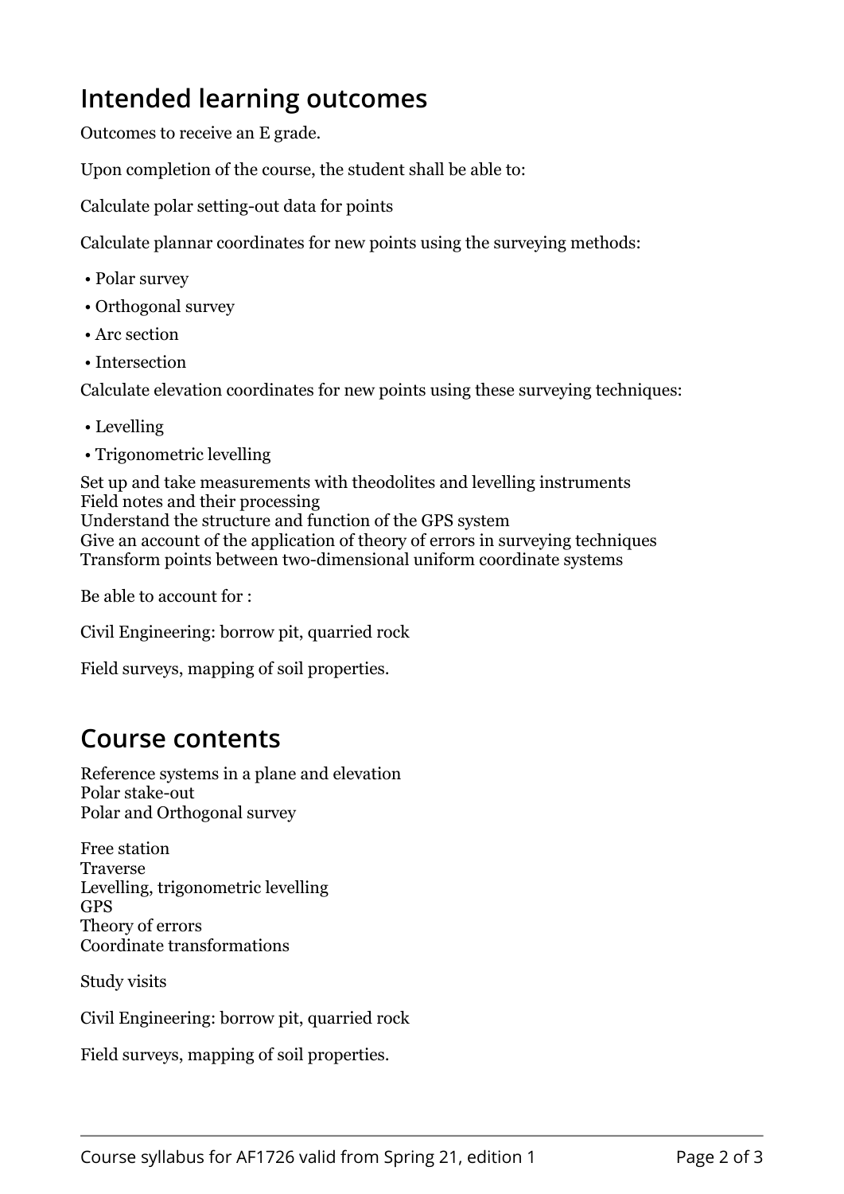## Intended learning outcomes

Outcomes to receive an E grade.

Upon completion of the course, the student shall be able to:

Calculate polar setting-out data for points

Calculate plannar coordinates for new points using the surveying methods:

- Polar survey
- Orthogonal survey
- Arc section
- Intersection

Calculate elevation coordinates for new points using these surveying techniques:

- Levelling
- Trigonometric levelling

Set up and take measurements with theodolites and levelling instruments
Field notes and their processing
Understand the structure and function of the GPS system
Give an account of the application of theory of errors in surveying techniques
Transform points between two-dimensional uniform coordinate systems

Be able to account for :

Civil Engineering: borrow pit, quarried rock

Field surveys, mapping of soil properties.

## Course contents

Reference systems in a plane and elevation
Polar stake-out
Polar and Orthogonal survey

Free station
Traverse
Levelling, trigonometric levelling
GPS
Theory of errors
Coordinate transformations

Study visits

Civil Engineering: borrow pit, quarried rock

Field surveys, mapping of soil properties.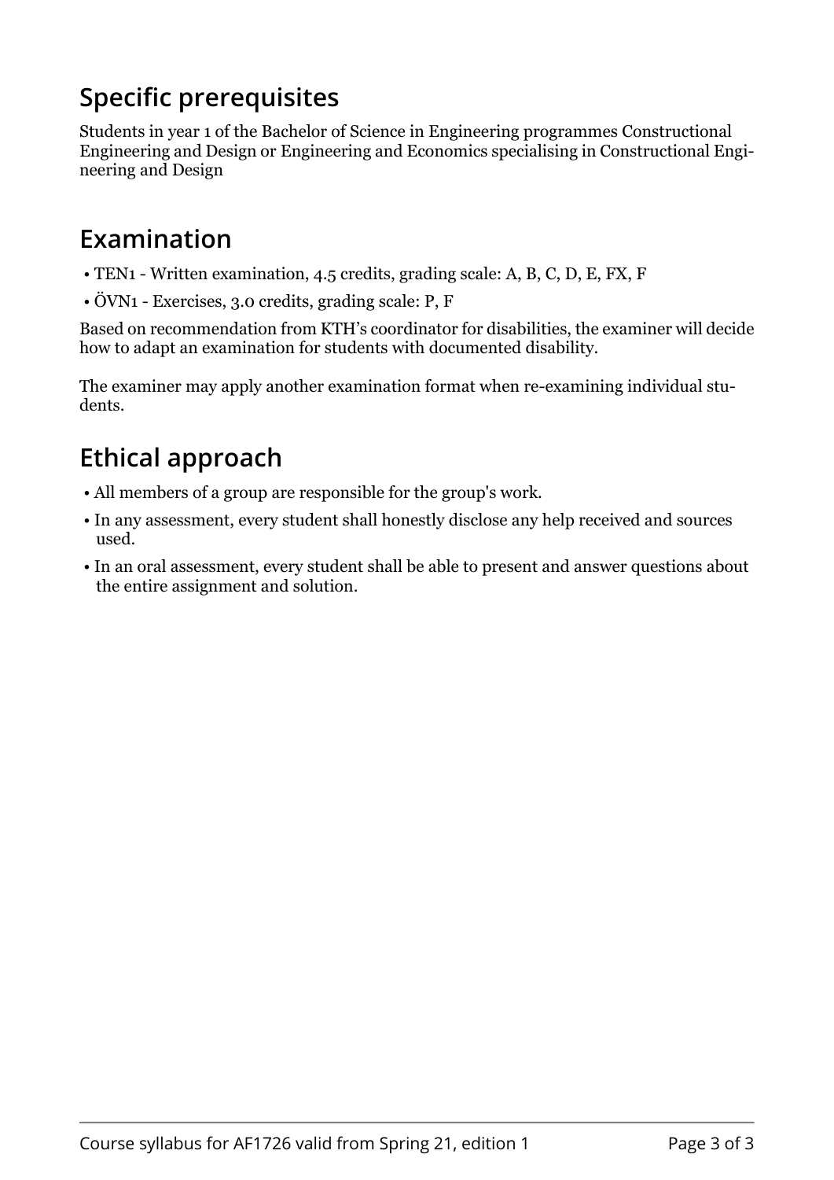## Specific prerequisites

Students in year 1 of the Bachelor of Science in Engineering programmes Constructional Engineering and Design or Engineering and Economics specialising in Constructional Engineering and Design

## Examination

- TEN1 - Written examination, 4.5 credits, grading scale: A, B, C, D, E, FX, F
- ÖVN1 - Exercises, 3.0 credits, grading scale: P, F

Based on recommendation from KTH's coordinator for disabilities, the examiner will decide how to adapt an examination for students with documented disability.

The examiner may apply another examination format when re-examining individual students.

## Ethical approach

- All members of a group are responsible for the group's work.
- In any assessment, every student shall honestly disclose any help received and sources used.
- In an oral assessment, every student shall be able to present and answer questions about the entire assignment and solution.